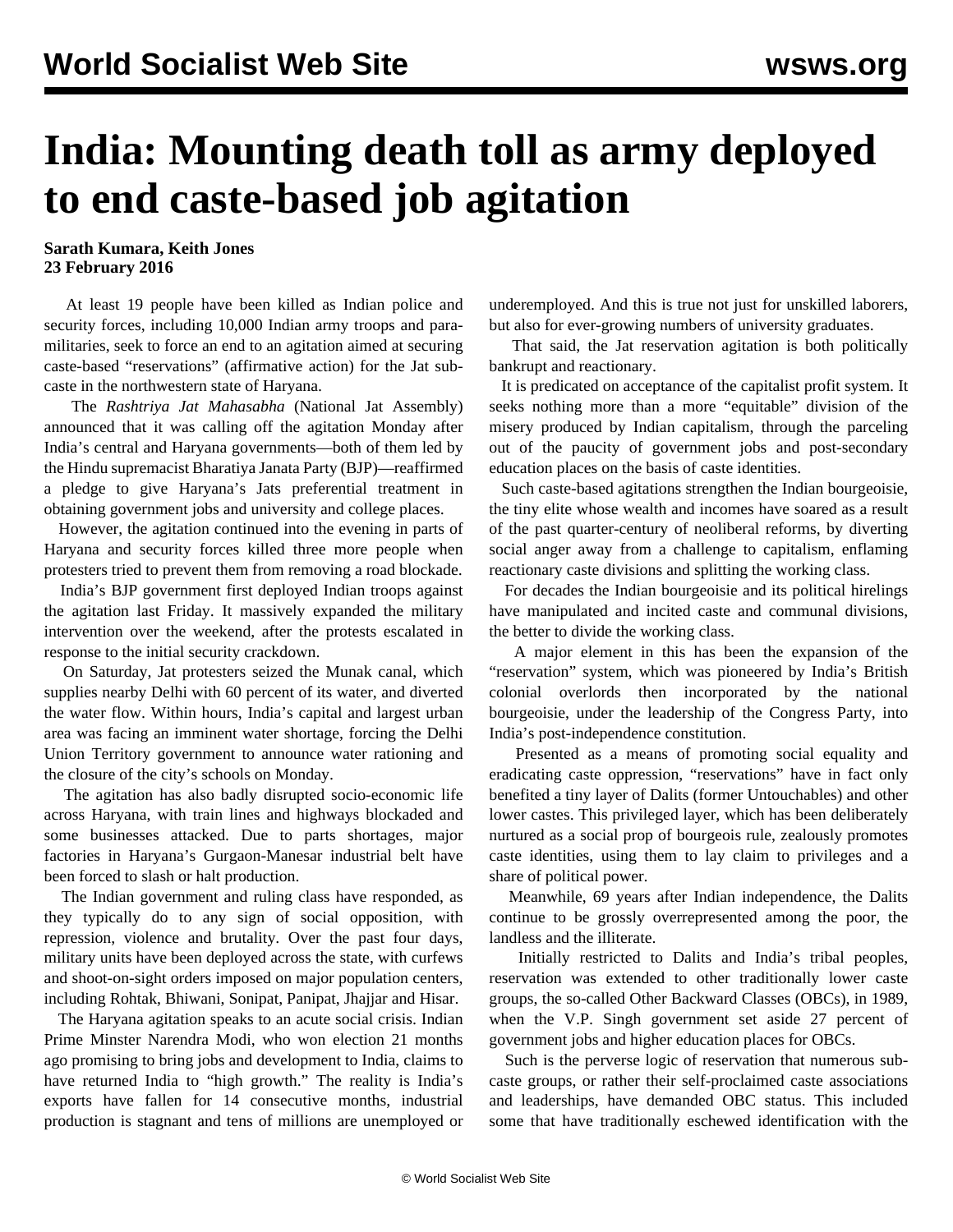# India: Mounting death toll as army deployed to end caste-based job agitation

**Sarath Kumara, Keith Jones**
**23 February 2016**

At least 19 people have been killed as Indian police and security forces, including 10,000 Indian army troops and para-militaries, seek to force an end to an agitation aimed at securing caste-based "reservations" (affirmative action) for the Jat sub-caste in the northwestern state of Haryana.

The *Rashtriya Jat Mahasabha* (National Jat Assembly) announced that it was calling off the agitation Monday after India's central and Haryana governments—both of them led by the Hindu supremacist Bharatiya Janata Party (BJP)—reaffirmed a pledge to give Haryana's Jats preferential treatment in obtaining government jobs and university and college places.

However, the agitation continued into the evening in parts of Haryana and security forces killed three more people when protesters tried to prevent them from removing a road blockade.

India's BJP government first deployed Indian troops against the agitation last Friday. It massively expanded the military intervention over the weekend, after the protests escalated in response to the initial security crackdown.

On Saturday, Jat protesters seized the Munak canal, which supplies nearby Delhi with 60 percent of its water, and diverted the water flow. Within hours, India's capital and largest urban area was facing an imminent water shortage, forcing the Delhi Union Territory government to announce water rationing and the closure of the city's schools on Monday.

The agitation has also badly disrupted socio-economic life across Haryana, with train lines and highways blockaded and some businesses attacked. Due to parts shortages, major factories in Haryana's Gurgaon-Manesar industrial belt have been forced to slash or halt production.

The Indian government and ruling class have responded, as they typically do to any sign of social opposition, with repression, violence and brutality. Over the past four days, military units have been deployed across the state, with curfews and shoot-on-sight orders imposed on major population centers, including Rohtak, Bhiwani, Sonipat, Panipat, Jhajjar and Hisar.

The Haryana agitation speaks to an acute social crisis. Indian Prime Minister Narendra Modi, who won election 21 months ago promising to bring jobs and development to India, claims to have returned India to "high growth." The reality is India's exports have fallen for 14 consecutive months, industrial production is stagnant and tens of millions are unemployed or underemployed. And this is true not just for unskilled laborers, but also for ever-growing numbers of university graduates.

That said, the Jat reservation agitation is both politically bankrupt and reactionary.

It is predicated on acceptance of the capitalist profit system. It seeks nothing more than a more "equitable" division of the misery produced by Indian capitalism, through the parceling out of the paucity of government jobs and post-secondary education places on the basis of caste identities.

Such caste-based agitations strengthen the Indian bourgeoisie, the tiny elite whose wealth and incomes have soared as a result of the past quarter-century of neoliberal reforms, by diverting social anger away from a challenge to capitalism, enflaming reactionary caste divisions and splitting the working class.

For decades the Indian bourgeoisie and its political hirelings have manipulated and incited caste and communal divisions, the better to divide the working class.

A major element in this has been the expansion of the "reservation" system, which was pioneered by India's British colonial overlords then incorporated by the national bourgeoisie, under the leadership of the Congress Party, into India's post-independence constitution.

Presented as a means of promoting social equality and eradicating caste oppression, "reservations" have in fact only benefited a tiny layer of Dalits (former Untouchables) and other lower castes. This privileged layer, which has been deliberately nurtured as a social prop of bourgeois rule, zealously promotes caste identities, using them to lay claim to privileges and a share of political power.

Meanwhile, 69 years after Indian independence, the Dalits continue to be grossly overrepresented among the poor, the landless and the illiterate.

Initially restricted to Dalits and India's tribal peoples, reservation was extended to other traditionally lower caste groups, the so-called Other Backward Classes (OBCs), in 1989, when the V.P. Singh government set aside 27 percent of government jobs and higher education places for OBCs.

Such is the perverse logic of reservation that numerous sub-caste groups, or rather their self-proclaimed caste associations and leaderships, have demanded OBC status. This included some that have traditionally eschewed identification with the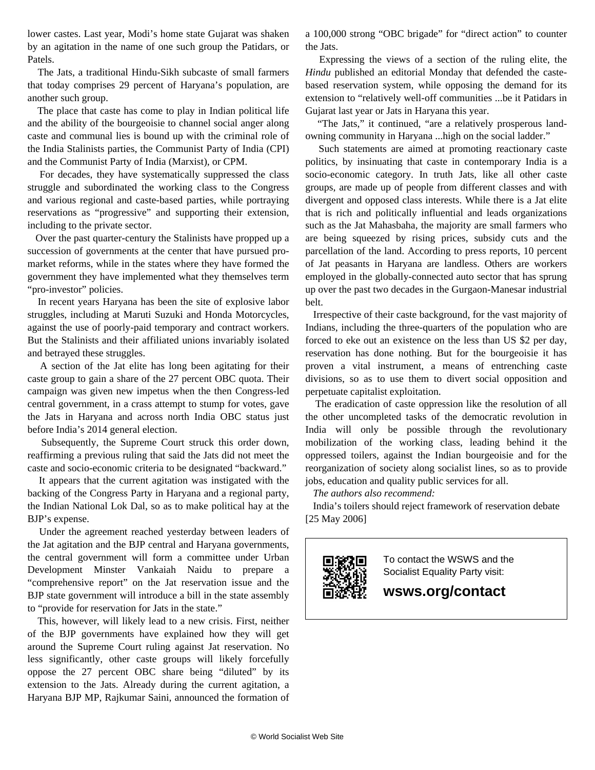lower castes. Last year, Modi's home state Gujarat was shaken by an agitation in the name of one such group the Patidars, or Patels.

The Jats, a traditional Hindu-Sikh subcaste of small farmers that today comprises 29 percent of Haryana's population, are another such group.

The place that caste has come to play in Indian political life and the ability of the bourgeoisie to channel social anger along caste and communal lies is bound up with the criminal role of the India Stalinists parties, the Communist Party of India (CPI) and the Communist Party of India (Marxist), or CPM.

For decades, they have systematically suppressed the class struggle and subordinated the working class to the Congress and various regional and caste-based parties, while portraying reservations as "progressive" and supporting their extension, including to the private sector.

Over the past quarter-century the Stalinists have propped up a succession of governments at the center that have pursued pro-market reforms, while in the states where they have formed the government they have implemented what they themselves term "pro-investor" policies.

In recent years Haryana has been the site of explosive labor struggles, including at Maruti Suzuki and Honda Motorcycles, against the use of poorly-paid temporary and contract workers. But the Stalinists and their affiliated unions invariably isolated and betrayed these struggles.

A section of the Jat elite has long been agitating for their caste group to gain a share of the 27 percent OBC quota. Their campaign was given new impetus when the then Congress-led central government, in a crass attempt to stump for votes, gave the Jats in Haryana and across north India OBC status just before India's 2014 general election.

Subsequently, the Supreme Court struck this order down, reaffirming a previous ruling that said the Jats did not meet the caste and socio-economic criteria to be designated "backward."

It appears that the current agitation was instigated with the backing of the Congress Party in Haryana and a regional party, the Indian National Lok Dal, so as to make political hay at the BJP's expense.

Under the agreement reached yesterday between leaders of the Jat agitation and the BJP central and Haryana governments, the central government will form a committee under Urban Development Minster Vankaiah Naidu to prepare a "comprehensive report" on the Jat reservation issue and the BJP state government will introduce a bill in the state assembly to "provide for reservation for Jats in the state."

This, however, will likely lead to a new crisis. First, neither of the BJP governments have explained how they will get around the Supreme Court ruling against Jat reservation. No less significantly, other caste groups will likely forcefully oppose the 27 percent OBC share being "diluted" by its extension to the Jats. Already during the current agitation, a Haryana BJP MP, Rajkumar Saini, announced the formation of a 100,000 strong "OBC brigade" for "direct action" to counter the Jats.

Expressing the views of a section of the ruling elite, the *Hindu* published an editorial Monday that defended the caste-based reservation system, while opposing the demand for its extension to "relatively well-off communities ...be it Patidars in Gujarat last year or Jats in Haryana this year.

"The Jats," it continued, "are a relatively prosperous land-owning community in Haryana ...high on the social ladder."

Such statements are aimed at promoting reactionary caste politics, by insinuating that caste in contemporary India is a socio-economic category. In truth Jats, like all other caste groups, are made up of people from different classes and with divergent and opposed class interests. While there is a Jat elite that is rich and politically influential and leads organizations such as the Jat Mahasbaha, the majority are small farmers who are being squeezed by rising prices, subsidy cuts and the parcellation of the land. According to press reports, 10 percent of Jat peasants in Haryana are landless. Others are workers employed in the globally-connected auto sector that has sprung up over the past two decades in the Gurgaon-Manesar industrial belt.

Irrespective of their caste background, for the vast majority of Indians, including the three-quarters of the population who are forced to eke out an existence on the less than US $2 per day, reservation has done nothing. But for the bourgeoisie it has proven a vital instrument, a means of entrenching caste divisions, so as to use them to divert social opposition and perpetuate capitalist exploitation.

The eradication of caste oppression like the resolution of all the other uncompleted tasks of the democratic revolution in India will only be possible through the revolutionary mobilization of the working class, leading behind it the oppressed toilers, against the Indian bourgeoisie and for the reorganization of society along socialist lines, so as to provide jobs, education and quality public services for all.

*The authors also recommend:*

India's toilers should reject framework of reservation debate [25 May 2006]

To contact the WSWS and the Socialist Equality Party visit:

**wsws.org/contact**